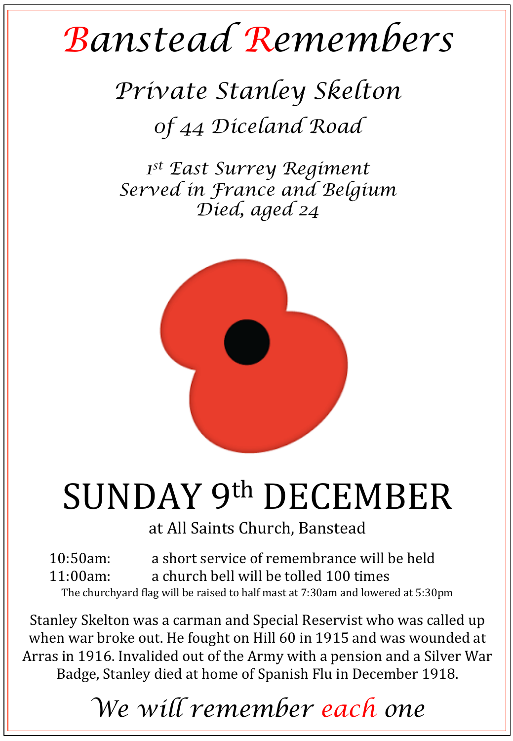# Banstead Remembers

## *Private Stanley Skelton*

### *of 44 Diceland Road*

*1st East Surrey Regiment*
*Served in France and Belgium*
*Died, aged 24*

# SUNDAY 9th DECEMBER

at All Saints Church, Banstead

10:50am: a short service of remembrance will be held
11:00am: a church bell will be tolled 100 times

The churchyard flag will be raised to half mast at 7:30am and lowered at 5:30pm

Stanley Skelton was a carman and Special Reservist who was called up when war broke out. He fought on Hill 60 in 1915 and was wounded at Arras in 1916. Invalided out of the Army with a pension and a Silver War Badge, Stanley died at home of Spanish Flu in December 1918.

*We will remember each one*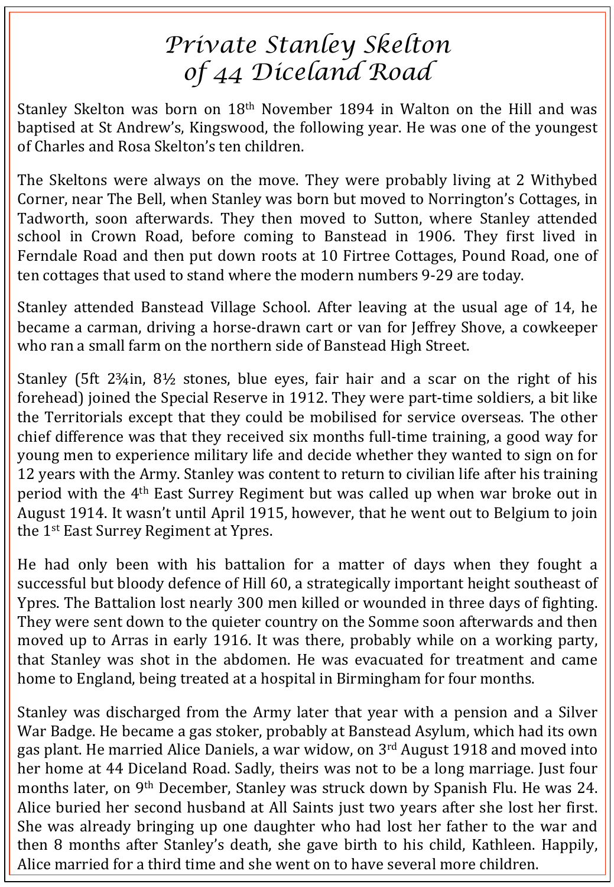# *Private Stanley Skelton of 44 Diceland Road*

Stanley Skelton was born on 18th November 1894 in Walton on the Hill and was baptised at St Andrew's, Kingswood, the following year. He was one of the youngest of Charles and Rosa Skelton's ten children.

The Skeltons were always on the move. They were probably living at 2 Withybed Corner, near The Bell, when Stanley was born but moved to Norrington's Cottages, in Tadworth, soon afterwards. They then moved to Sutton, where Stanley attended school in Crown Road, before coming to Banstead in 1906. They first lived in Ferndale Road and then put down roots at 10 Firtree Cottages, Pound Road, one of ten cottages that used to stand where the modern numbers 9-29 are today.

Stanley attended Banstead Village School. After leaving at the usual age of 14, he became a carman, driving a horse-drawn cart or van for Jeffrey Shove, a cowkeeper who ran a small farm on the northern side of Banstead High Street.

Stanley (5ft 2¾in, 8½ stones, blue eyes, fair hair and a scar on the right of his forehead) joined the Special Reserve in 1912. They were part-time soldiers, a bit like the Territorials except that they could be mobilised for service overseas. The other chief difference was that they received six months full-time training, a good way for young men to experience military life and decide whether they wanted to sign on for 12 years with the Army. Stanley was content to return to civilian life after his training period with the 4th East Surrey Regiment but was called up when war broke out in August 1914. It wasn't until April 1915, however, that he went out to Belgium to join the 1st East Surrey Regiment at Ypres.

He had only been with his battalion for a matter of days when they fought a successful but bloody defence of Hill 60, a strategically important height southeast of Ypres. The Battalion lost nearly 300 men killed or wounded in three days of fighting. They were sent down to the quieter country on the Somme soon afterwards and then moved up to Arras in early 1916. It was there, probably while on a working party, that Stanley was shot in the abdomen. He was evacuated for treatment and came home to England, being treated at a hospital in Birmingham for four months.

Stanley was discharged from the Army later that year with a pension and a Silver War Badge. He became a gas stoker, probably at Banstead Asylum, which had its own gas plant. He married Alice Daniels, a war widow, on 3rd August 1918 and moved into her home at 44 Diceland Road. Sadly, theirs was not to be a long marriage. Just four months later, on 9th December, Stanley was struck down by Spanish Flu. He was 24. Alice buried her second husband at All Saints just two years after she lost her first. She was already bringing up one daughter who had lost her father to the war and then 8 months after Stanley's death, she gave birth to his child, Kathleen. Happily, Alice married for a third time and she went on to have several more children.